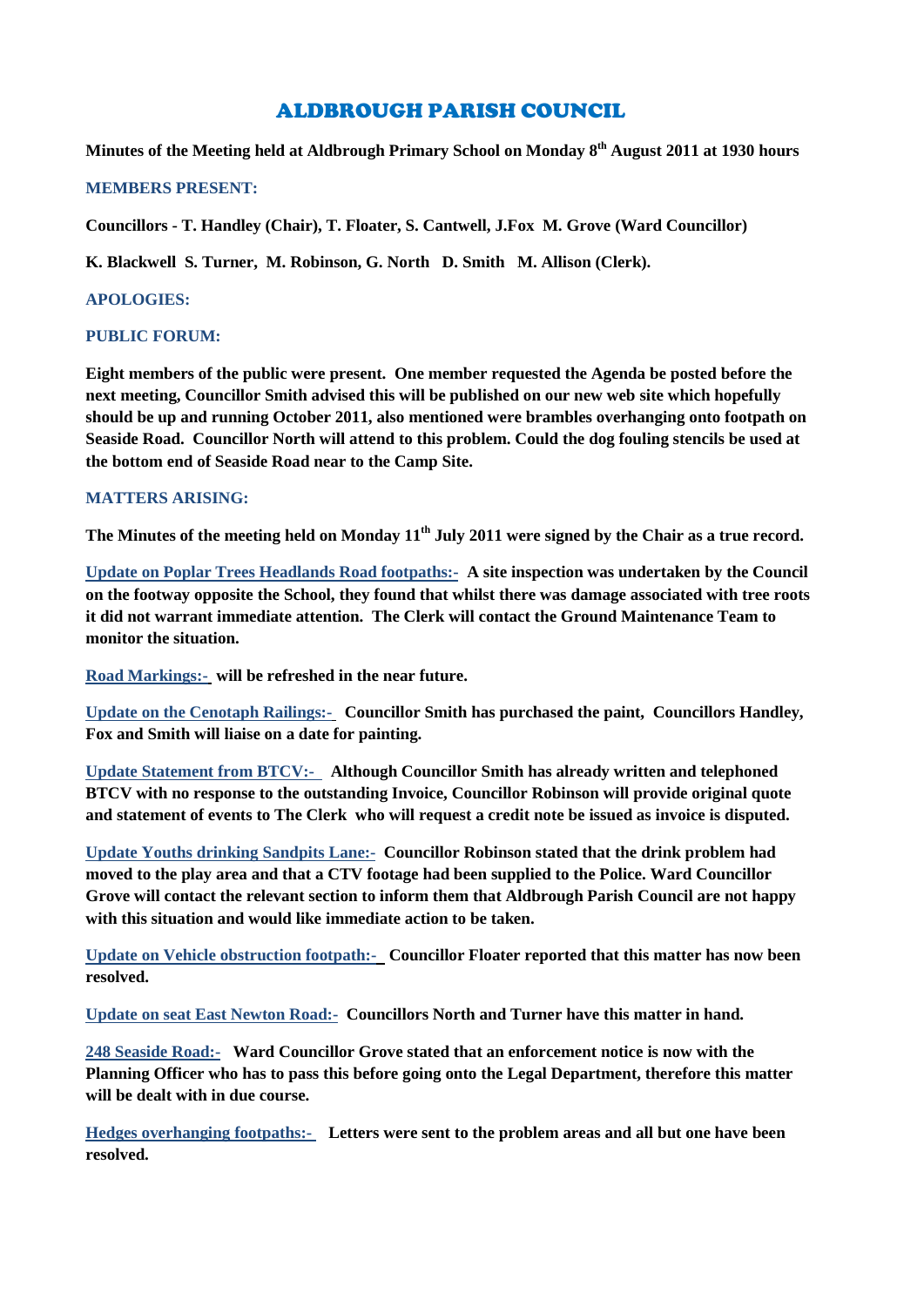# ALDBROUGH PARISH COUNCIL

**Minutes of the Meeting held at Aldbrough Primary School on Monday 8th August 2011 at 1930 hours**

## MEMBERS PRESENT:

**Councillors - T. Handley (Chair), T. Floater, S. Cantwell, J.Fox M. Grove (Ward Councillor)**

**K. Blackwell S. Turner, M. Robinson, G. North D. Smith M. Allison (Clerk).**

## APOLOGIES:

## PUBLIC FORUM:

**Eight members of the public were present. One member requested the Agenda be posted before the next meeting, Councillor Smith advised this will be published on our new web site which hopefully should be up and running October 2011, also mentioned were brambles overhanging onto footpath on Seaside Road. Councillor North will attend to this problem. Could the dog fouling stencils be used at the bottom end of Seaside Road near to the Camp Site.**

## MATTERS ARISING:

**The Minutes of the meeting held on Monday 11th July 2011 were signed by the Chair as a true record.**

Update on Poplar Trees Headlands Road footpaths:- **A site inspection was undertaken by the Council on the footway opposite the School, they found that whilst there was damage associated with tree roots it did not warrant immediate attention. The Clerk will contact the Ground Maintenance Team to monitor the situation.**

Road Markings:- **will be refreshed in the near future.**

Update on the Cenotaph Railings:- **Councillor Smith has purchased the paint, Councillors Handley, Fox and Smith will liaise on a date for painting.**

Update Statement from BTCV:- **Although Councillor Smith has already written and telephoned BTCV with no response to the outstanding Invoice, Councillor Robinson will provide original quote and statement of events to The Clerk who will request a credit note be issued as invoice is disputed.**

Update Youths drinking Sandpits Lane:- **Councillor Robinson stated that the drink problem had moved to the play area and that a CTV footage had been supplied to the Police. Ward Councillor Grove will contact the relevant section to inform them that Aldbrough Parish Council are not happy with this situation and would like immediate action to be taken.**

Update on Vehicle obstruction footpath:- **Councillor Floater reported that this matter has now been resolved.**

Update on seat East Newton Road:- **Councillors North and Turner have this matter in hand.**

248 Seaside Road:- **Ward Councillor Grove stated that an enforcement notice is now with the Planning Officer who has to pass this before going onto the Legal Department, therefore this matter will be dealt with in due course.**

Hedges overhanging footpaths:- **Letters were sent to the problem areas and all but one have been resolved.**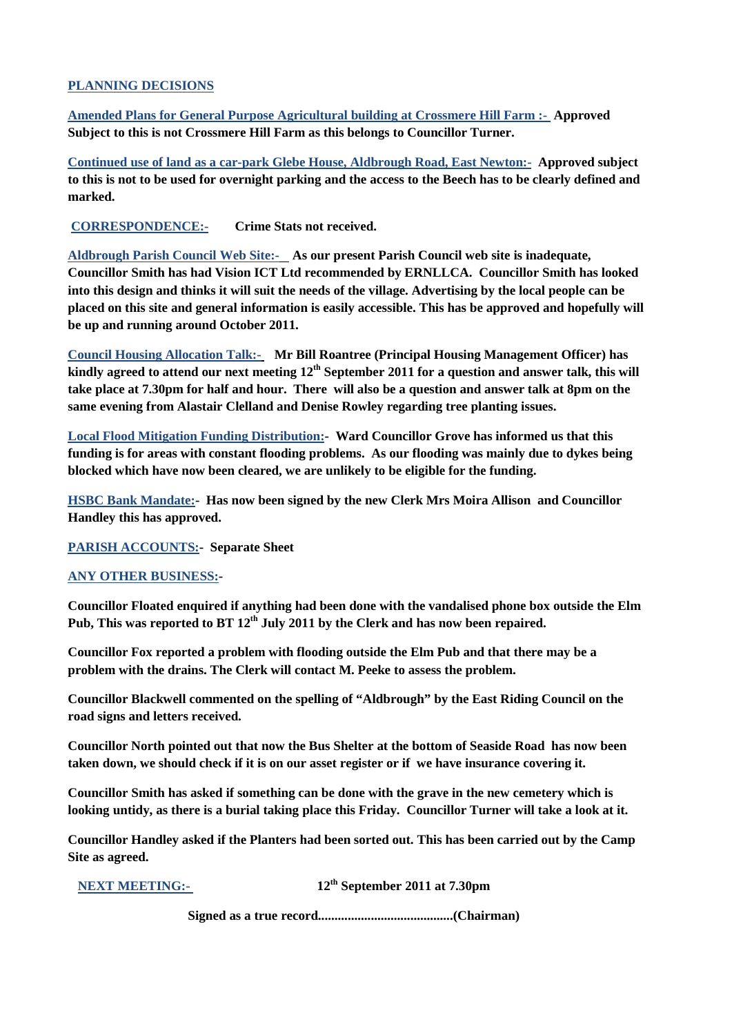## PLANNING DECISIONS

**Amended Plans for General Purpose Agricultural building at Crossmere Hill Farm :-** **Approved Subject to this is not Crossmere Hill Farm as this belongs to Councillor Turner.**

**Continued use of land as a car-park Glebe House, Aldbrough Road, East Newton:-** **Approved subject to this is not to be used for overnight parking and the access to the Beech has to be clearly defined and marked.**

**CORRESPONDENCE:-** **Crime Stats not received.**

**Aldbrough Parish Council Web Site:-** **As our present Parish Council web site is inadequate, Councillor Smith has had Vision ICT Ltd recommended by ERNLLCA. Councillor Smith has looked into this design and thinks it will suit the needs of the village. Advertising by the local people can be placed on this site and general information is easily accessible. This has be approved and hopefully will be up and running around October 2011.**

**Council Housing Allocation Talk:-** **Mr Bill Roantree (Principal Housing Management Officer) has kindly agreed to attend our next meeting 12th September 2011 for a question and answer talk, this will take place at 7.30pm for half and hour. There will also be a question and answer talk at 8pm on the same evening from Alastair Clelland and Denise Rowley regarding tree planting issues.**

**Local Flood Mitigation Funding Distribution:-** **Ward Councillor Grove has informed us that this funding is for areas with constant flooding problems. As our flooding was mainly due to dykes being blocked which have now been cleared, we are unlikely to be eligible for the funding.**

**HSBC Bank Mandate:-** **Has now been signed by the new Clerk Mrs Moira Allison and Councillor Handley this has approved.**

**PARISH ACCOUNTS:-** **Separate Sheet**

**ANY OTHER BUSINESS:-**

**Councillor Floated enquired if anything had been done with the vandalised phone box outside the Elm Pub, This was reported to BT 12th July 2011 by the Clerk and has now been repaired.**

**Councillor Fox reported a problem with flooding outside the Elm Pub and that there may be a problem with the drains. The Clerk will contact M. Peeke to assess the problem.**

**Councillor Blackwell commented on the spelling of "Aldbrough" by the East Riding Council on the road signs and letters received.**

**Councillor North pointed out that now the Bus Shelter at the bottom of Seaside Road has now been taken down, we should check if it is on our asset register or if we have insurance covering it.**

**Councillor Smith has asked if something can be done with the grave in the new cemetery which is looking untidy, as there is a burial taking place this Friday. Councillor Turner will take a look at it.**

**Councillor Handley asked if the Planters had been sorted out. This has been carried out by the Camp Site as agreed.**

**NEXT MEETING:-** **12th September 2011 at 7.30pm**

**Signed as a true record.........................................(Chairman)**